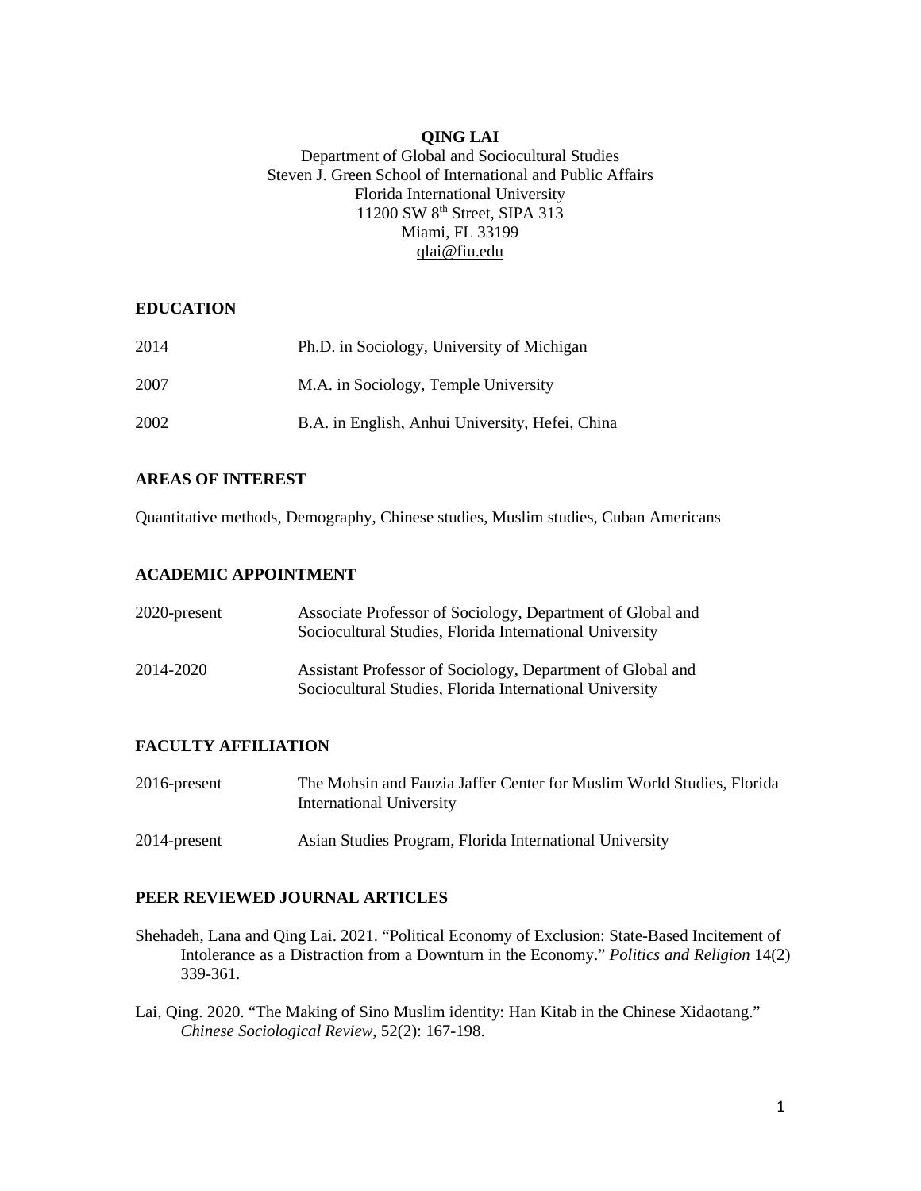# QING LAI

Department of Global and Sociocultural Studies
Steven J. Green School of International and Public Affairs
Florida International University
11200 SW 8th Street, SIPA 313
Miami, FL 33199
qlai@fiu.edu

## EDUCATION

| | |
|---|---|
| 2014 | Ph.D. in Sociology, University of Michigan |
| 2007 | M.A. in Sociology, Temple University |
| 2002 | B.A. in English, Anhui University, Hefei, China |

## AREAS OF INTEREST

Quantitative methods, Demography, Chinese studies, Muslim studies, Cuban Americans

## ACADEMIC APPOINTMENT

| | |
|---|---|
| 2020-present | Associate Professor of Sociology, Department of Global and Sociocultural Studies, Florida International University |
| 2014-2020 | Assistant Professor of Sociology, Department of Global and Sociocultural Studies, Florida International University |

## FACULTY AFFILIATION

| | |
|---|---|
| 2016-present | The Mohsin and Fauzia Jaffer Center for Muslim World Studies, Florida International University |
| 2014-present | Asian Studies Program, Florida International University |

## PEER REVIEWED JOURNAL ARTICLES

Shehadeh, Lana and Qing Lai. 2021. "Political Economy of Exclusion: State-Based Incitement of Intolerance as a Distraction from a Downturn in the Economy." *Politics and Religion* 14(2) 339-361.

Lai, Qing. 2020. "The Making of Sino Muslim identity: Han Kitab in the Chinese Xidaotang." *Chinese Sociological Review*, 52(2): 167-198.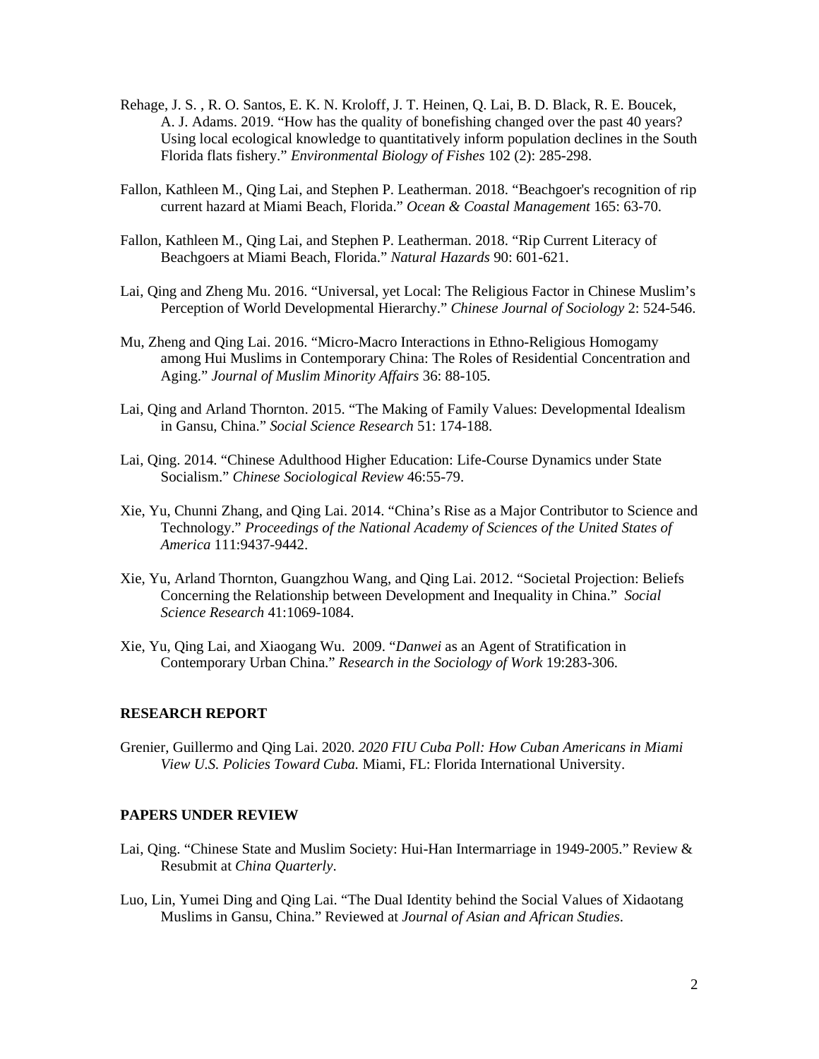Rehage, J. S. , R. O. Santos, E. K. N. Kroloff, J. T. Heinen, Q. Lai, B. D. Black, R. E. Boucek, A. J. Adams. 2019. "How has the quality of bonefishing changed over the past 40 years? Using local ecological knowledge to quantitatively inform population declines in the South Florida flats fishery." *Environmental Biology of Fishes* 102 (2): 285-298.

Fallon, Kathleen M., Qing Lai, and Stephen P. Leatherman. 2018. "Beachgoer's recognition of rip current hazard at Miami Beach, Florida." *Ocean & Coastal Management* 165: 63-70.

Fallon, Kathleen M., Qing Lai, and Stephen P. Leatherman. 2018. "Rip Current Literacy of Beachgoers at Miami Beach, Florida." *Natural Hazards* 90: 601-621.

Lai, Qing and Zheng Mu. 2016. "Universal, yet Local: The Religious Factor in Chinese Muslim's Perception of World Developmental Hierarchy." *Chinese Journal of Sociology* 2: 524-546.

Mu, Zheng and Qing Lai. 2016. "Micro-Macro Interactions in Ethno-Religious Homogamy among Hui Muslims in Contemporary China: The Roles of Residential Concentration and Aging." *Journal of Muslim Minority Affairs* 36: 88-105.

Lai, Qing and Arland Thornton. 2015. "The Making of Family Values: Developmental Idealism in Gansu, China." *Social Science Research* 51: 174-188.

Lai, Qing. 2014. "Chinese Adulthood Higher Education: Life-Course Dynamics under State Socialism." *Chinese Sociological Review* 46:55-79.

Xie, Yu, Chunni Zhang, and Qing Lai. 2014. "China's Rise as a Major Contributor to Science and Technology." *Proceedings of the National Academy of Sciences of the United States of America* 111:9437-9442.

Xie, Yu, Arland Thornton, Guangzhou Wang, and Qing Lai. 2012. "Societal Projection: Beliefs Concerning the Relationship between Development and Inequality in China." *Social Science Research* 41:1069-1084.

Xie, Yu, Qing Lai, and Xiaogang Wu. 2009. "*Danwei* as an Agent of Stratification in Contemporary Urban China." *Research in the Sociology of Work* 19:283-306.

## RESEARCH REPORT

Grenier, Guillermo and Qing Lai. 2020. *2020 FIU Cuba Poll: How Cuban Americans in Miami View U.S. Policies Toward Cuba.* Miami, FL: Florida International University.

## PAPERS UNDER REVIEW

Lai, Qing. "Chinese State and Muslim Society: Hui-Han Intermarriage in 1949-2005." Review & Resubmit at *China Quarterly*.

Luo, Lin, Yumei Ding and Qing Lai. "The Dual Identity behind the Social Values of Xidaotang Muslims in Gansu, China." Reviewed at *Journal of Asian and African Studies*.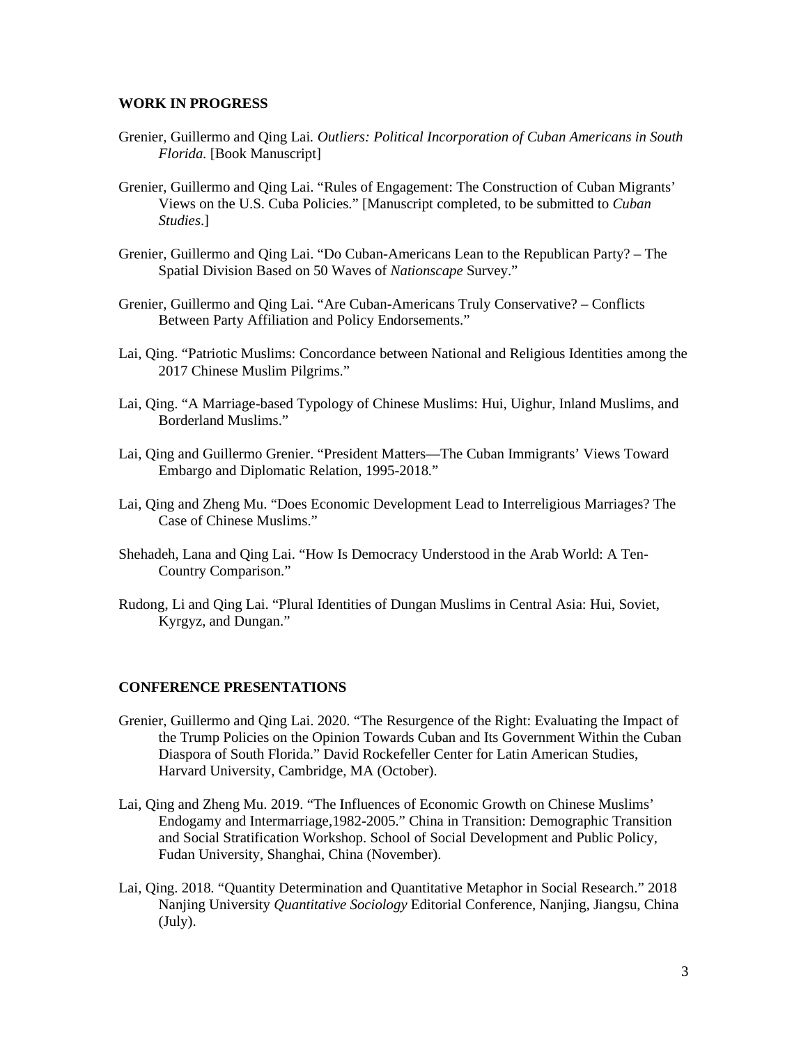## WORK IN PROGRESS

Grenier, Guillermo and Qing Lai. *Outliers: Political Incorporation of Cuban Americans in South Florida.* [Book Manuscript]

Grenier, Guillermo and Qing Lai. "Rules of Engagement: The Construction of Cuban Migrants' Views on the U.S. Cuba Policies." [Manuscript completed, to be submitted to *Cuban Studies*.]

Grenier, Guillermo and Qing Lai. "Do Cuban-Americans Lean to the Republican Party? – The Spatial Division Based on 50 Waves of *Nationscape* Survey."

Grenier, Guillermo and Qing Lai. "Are Cuban-Americans Truly Conservative? – Conflicts Between Party Affiliation and Policy Endorsements."

Lai, Qing. "Patriotic Muslims: Concordance between National and Religious Identities among the 2017 Chinese Muslim Pilgrims."

Lai, Qing. "A Marriage-based Typology of Chinese Muslims: Hui, Uighur, Inland Muslims, and Borderland Muslims."

Lai, Qing and Guillermo Grenier. "President Matters—The Cuban Immigrants' Views Toward Embargo and Diplomatic Relation, 1995-2018."

Lai, Qing and Zheng Mu. "Does Economic Development Lead to Interreligious Marriages? The Case of Chinese Muslims."

Shehadeh, Lana and Qing Lai. "How Is Democracy Understood in the Arab World: A Ten-Country Comparison."

Rudong, Li and Qing Lai. "Plural Identities of Dungan Muslims in Central Asia: Hui, Soviet, Kyrgyz, and Dungan."

## CONFERENCE PRESENTATIONS

Grenier, Guillermo and Qing Lai. 2020. "The Resurgence of the Right: Evaluating the Impact of the Trump Policies on the Opinion Towards Cuban and Its Government Within the Cuban Diaspora of South Florida." David Rockefeller Center for Latin American Studies, Harvard University, Cambridge, MA (October).

Lai, Qing and Zheng Mu. 2019. "The Influences of Economic Growth on Chinese Muslims' Endogamy and Intermarriage,1982-2005." China in Transition: Demographic Transition and Social Stratification Workshop. School of Social Development and Public Policy, Fudan University, Shanghai, China (November).

Lai, Qing. 2018. "Quantity Determination and Quantitative Metaphor in Social Research." 2018 Nanjing University *Quantitative Sociology* Editorial Conference, Nanjing, Jiangsu, China (July).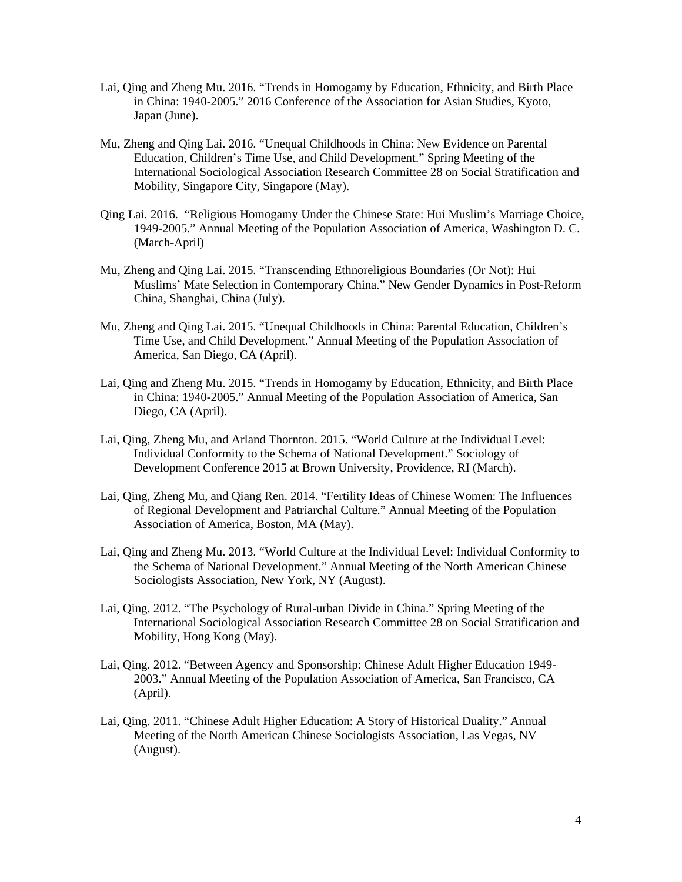Lai, Qing and Zheng Mu. 2016. “Trends in Homogamy by Education, Ethnicity, and Birth Place in China: 1940-2005.” 2016 Conference of the Association for Asian Studies, Kyoto, Japan (June).

Mu, Zheng and Qing Lai. 2016. “Unequal Childhoods in China: New Evidence on Parental Education, Children’s Time Use, and Child Development.” Spring Meeting of the International Sociological Association Research Committee 28 on Social Stratification and Mobility, Singapore City, Singapore (May).

Qing Lai. 2016. “Religious Homogamy Under the Chinese State: Hui Muslim’s Marriage Choice, 1949-2005.” Annual Meeting of the Population Association of America, Washington D. C. (March-April)

Mu, Zheng and Qing Lai. 2015. “Transcending Ethnoreligious Boundaries (Or Not): Hui Muslims’ Mate Selection in Contemporary China.” New Gender Dynamics in Post-Reform China, Shanghai, China (July).

Mu, Zheng and Qing Lai. 2015. “Unequal Childhoods in China: Parental Education, Children’s Time Use, and Child Development.” Annual Meeting of the Population Association of America, San Diego, CA (April).

Lai, Qing and Zheng Mu. 2015. “Trends in Homogamy by Education, Ethnicity, and Birth Place in China: 1940-2005.” Annual Meeting of the Population Association of America, San Diego, CA (April).

Lai, Qing, Zheng Mu, and Arland Thornton. 2015. “World Culture at the Individual Level: Individual Conformity to the Schema of National Development.” Sociology of Development Conference 2015 at Brown University, Providence, RI (March).

Lai, Qing, Zheng Mu, and Qiang Ren. 2014. “Fertility Ideas of Chinese Women: The Influences of Regional Development and Patriarchal Culture.” Annual Meeting of the Population Association of America, Boston, MA (May).

Lai, Qing and Zheng Mu. 2013. “World Culture at the Individual Level: Individual Conformity to the Schema of National Development.” Annual Meeting of the North American Chinese Sociologists Association, New York, NY (August).

Lai, Qing. 2012. “The Psychology of Rural-urban Divide in China.” Spring Meeting of the International Sociological Association Research Committee 28 on Social Stratification and Mobility, Hong Kong (May).

Lai, Qing. 2012. “Between Agency and Sponsorship: Chinese Adult Higher Education 1949-2003.” Annual Meeting of the Population Association of America, San Francisco, CA (April).

Lai, Qing. 2011. “Chinese Adult Higher Education: A Story of Historical Duality.” Annual Meeting of the North American Chinese Sociologists Association, Las Vegas, NV (August).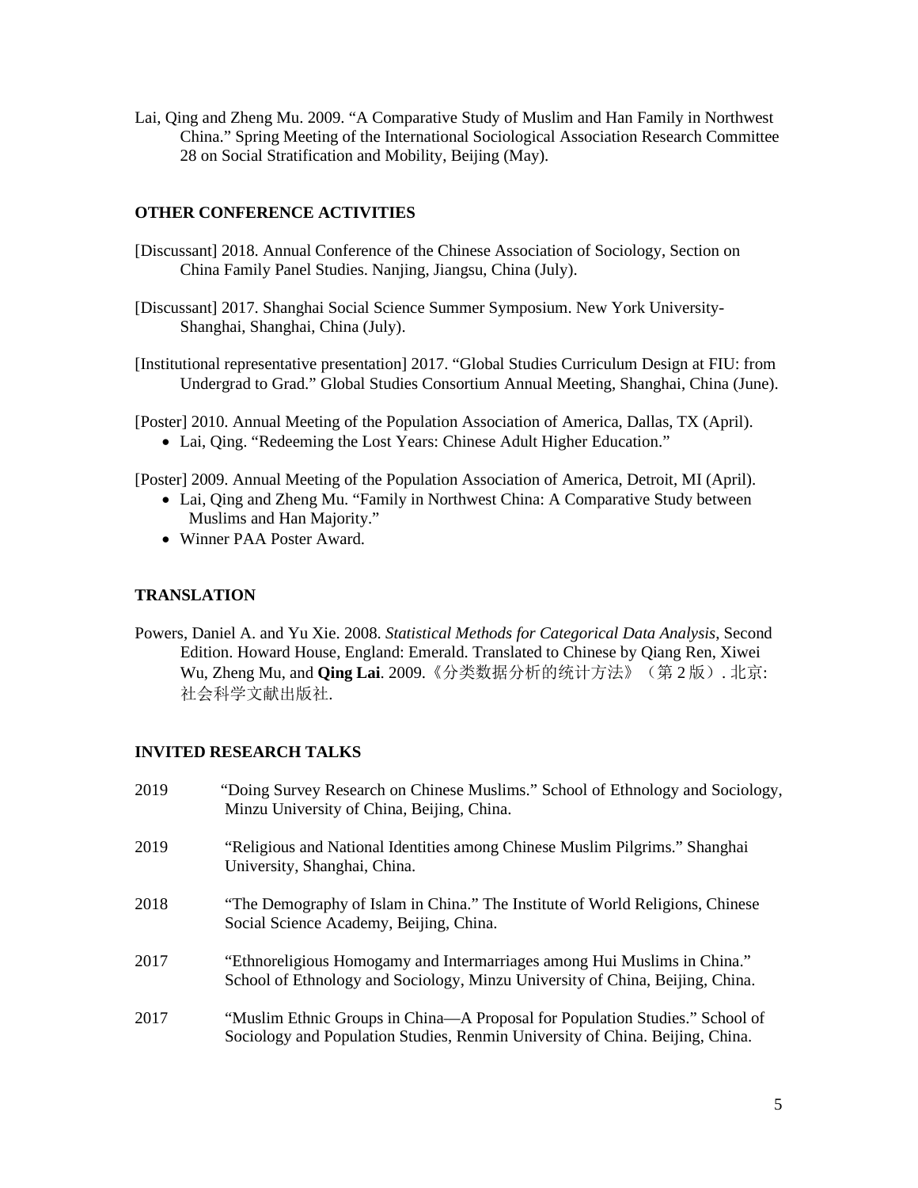Lai, Qing and Zheng Mu. 2009. "A Comparative Study of Muslim and Han Family in Northwest China." Spring Meeting of the International Sociological Association Research Committee 28 on Social Stratification and Mobility, Beijing (May).

## OTHER CONFERENCE ACTIVITIES

[Discussant] 2018. Annual Conference of the Chinese Association of Sociology, Section on China Family Panel Studies. Nanjing, Jiangsu, China (July).

[Discussant] 2017. Shanghai Social Science Summer Symposium. New York University-Shanghai, Shanghai, China (July).

[Institutional representative presentation] 2017. "Global Studies Curriculum Design at FIU: from Undergrad to Grad." Global Studies Consortium Annual Meeting, Shanghai, China (June).

[Poster] 2010. Annual Meeting of the Population Association of America, Dallas, TX (April).

- Lai, Qing. "Redeeming the Lost Years: Chinese Adult Higher Education."

[Poster] 2009. Annual Meeting of the Population Association of America, Detroit, MI (April).

- Lai, Qing and Zheng Mu. "Family in Northwest China: A Comparative Study between Muslims and Han Majority."
- Winner PAA Poster Award.

## TRANSLATION

Powers, Daniel A. and Yu Xie. 2008. *Statistical Methods for Categorical Data Analysis*, Second Edition. Howard House, England: Emerald. Translated to Chinese by Qiang Ren, Xiwei Wu, Zheng Mu, and **Qing Lai**. 2009.《分类数据分析的统计方法》（第 2 版）. 北京: 社会科学文献出版社.

## INVITED RESEARCH TALKS

2019 "Doing Survey Research on Chinese Muslims." School of Ethnology and Sociology, Minzu University of China, Beijing, China.

2019 "Religious and National Identities among Chinese Muslim Pilgrims." Shanghai University, Shanghai, China.

2018 "The Demography of Islam in China." The Institute of World Religions, Chinese Social Science Academy, Beijing, China.

2017 "Ethnoreligious Homogamy and Intermarriages among Hui Muslims in China." School of Ethnology and Sociology, Minzu University of China, Beijing, China.

2017 "Muslim Ethnic Groups in China—A Proposal for Population Studies." School of Sociology and Population Studies, Renmin University of China. Beijing, China.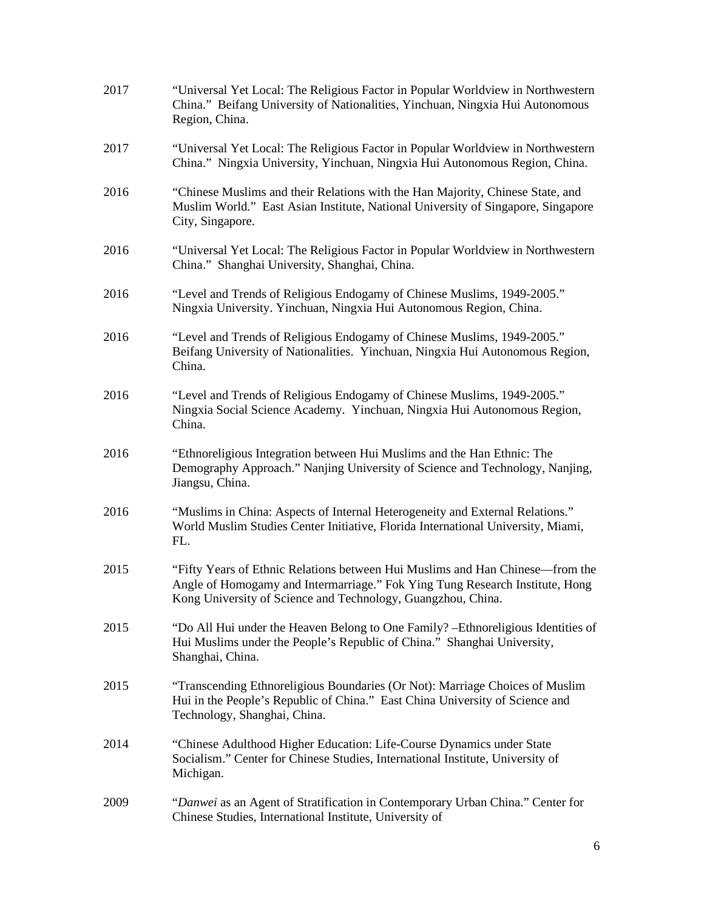2017 “Universal Yet Local: The Religious Factor in Popular Worldview in Northwestern China.” Beifang University of Nationalities, Yinchuan, Ningxia Hui Autonomous Region, China.

2017 “Universal Yet Local: The Religious Factor in Popular Worldview in Northwestern China.” Ningxia University, Yinchuan, Ningxia Hui Autonomous Region, China.

2016 “Chinese Muslims and their Relations with the Han Majority, Chinese State, and Muslim World.” East Asian Institute, National University of Singapore, Singapore City, Singapore.

2016 “Universal Yet Local: The Religious Factor in Popular Worldview in Northwestern China.” Shanghai University, Shanghai, China.

2016 “Level and Trends of Religious Endogamy of Chinese Muslims, 1949-2005.” Ningxia University. Yinchuan, Ningxia Hui Autonomous Region, China.

2016 “Level and Trends of Religious Endogamy of Chinese Muslims, 1949-2005.” Beifang University of Nationalities. Yinchuan, Ningxia Hui Autonomous Region, China.

2016 “Level and Trends of Religious Endogamy of Chinese Muslims, 1949-2005.” Ningxia Social Science Academy. Yinchuan, Ningxia Hui Autonomous Region, China.

2016 “Ethnoreligious Integration between Hui Muslims and the Han Ethnic: The Demography Approach.” Nanjing University of Science and Technology, Nanjing, Jiangsu, China.

2016 “Muslims in China: Aspects of Internal Heterogeneity and External Relations.” World Muslim Studies Center Initiative, Florida International University, Miami, FL.

2015 “Fifty Years of Ethnic Relations between Hui Muslims and Han Chinese—from the Angle of Homogamy and Intermarriage.” Fok Ying Tung Research Institute, Hong Kong University of Science and Technology, Guangzhou, China.

2015 “Do All Hui under the Heaven Belong to One Family? –Ethnoreligious Identities of Hui Muslims under the People’s Republic of China.” Shanghai University, Shanghai, China.

2015 “Transcending Ethnoreligious Boundaries (Or Not): Marriage Choices of Muslim Hui in the People’s Republic of China.” East China University of Science and Technology, Shanghai, China.

2014 “Chinese Adulthood Higher Education: Life-Course Dynamics under State Socialism.” Center for Chinese Studies, International Institute, University of Michigan.

2009 “*Danwei* as an Agent of Stratification in Contemporary Urban China.” Center for Chinese Studies, International Institute, University of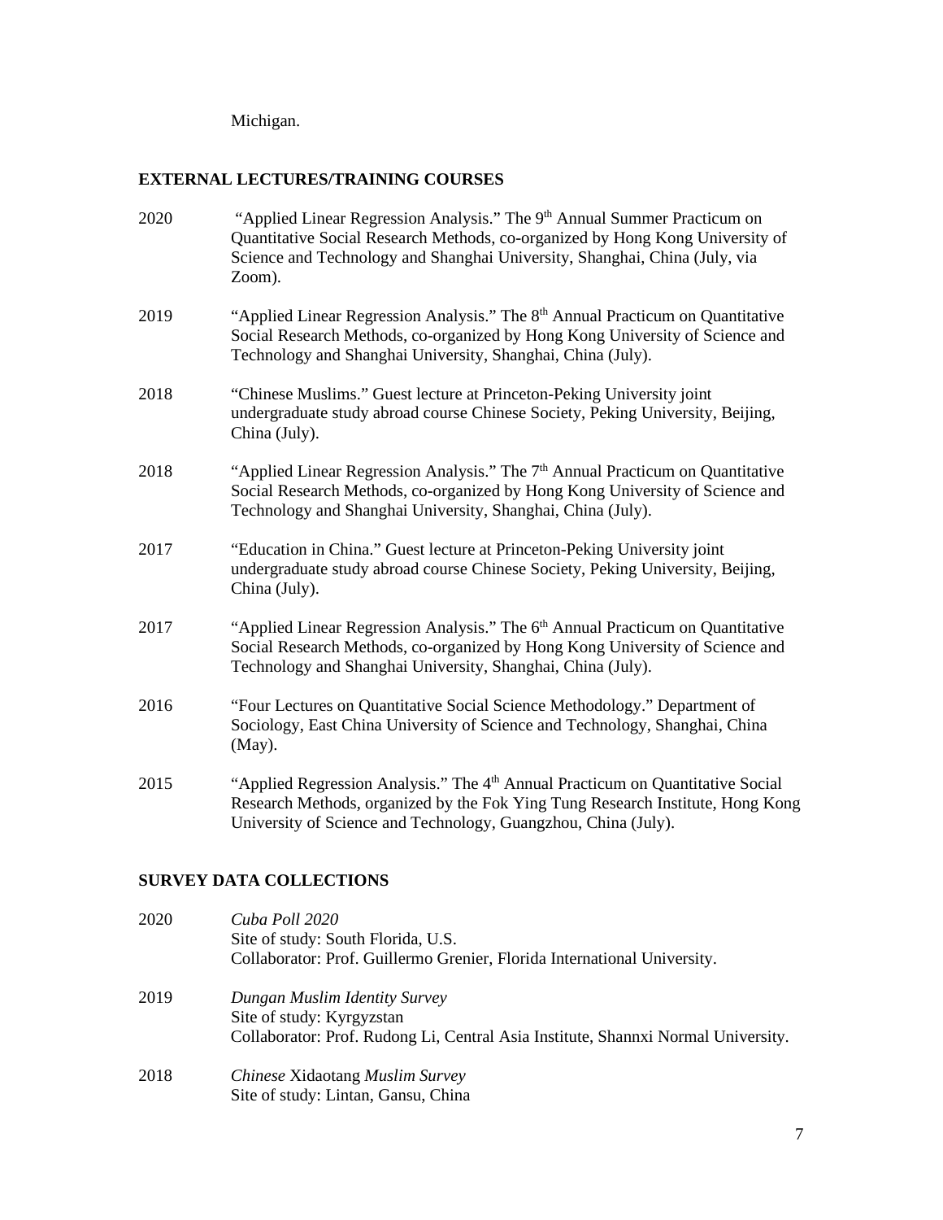Michigan.

## EXTERNAL LECTURES/TRAINING COURSES

2020 "Applied Linear Regression Analysis." The 9th Annual Summer Practicum on Quantitative Social Research Methods, co-organized by Hong Kong University of Science and Technology and Shanghai University, Shanghai, China (July, via Zoom).

2019 "Applied Linear Regression Analysis." The 8th Annual Practicum on Quantitative Social Research Methods, co-organized by Hong Kong University of Science and Technology and Shanghai University, Shanghai, China (July).

2018 "Chinese Muslims." Guest lecture at Princeton-Peking University joint undergraduate study abroad course Chinese Society, Peking University, Beijing, China (July).

2018 "Applied Linear Regression Analysis." The 7th Annual Practicum on Quantitative Social Research Methods, co-organized by Hong Kong University of Science and Technology and Shanghai University, Shanghai, China (July).

2017 "Education in China." Guest lecture at Princeton-Peking University joint undergraduate study abroad course Chinese Society, Peking University, Beijing, China (July).

2017 "Applied Linear Regression Analysis." The 6th Annual Practicum on Quantitative Social Research Methods, co-organized by Hong Kong University of Science and Technology and Shanghai University, Shanghai, China (July).

2016 "Four Lectures on Quantitative Social Science Methodology." Department of Sociology, East China University of Science and Technology, Shanghai, China (May).

2015 "Applied Regression Analysis." The 4th Annual Practicum on Quantitative Social Research Methods, organized by the Fok Ying Tung Research Institute, Hong Kong University of Science and Technology, Guangzhou, China (July).

## SURVEY DATA COLLECTIONS

2020 *Cuba Poll 2020*
Site of study: South Florida, U.S.
Collaborator: Prof. Guillermo Grenier, Florida International University.

2019 *Dungan Muslim Identity Survey*
Site of study: Kyrgyzstan
Collaborator: Prof. Rudong Li, Central Asia Institute, Shannxi Normal University.

2018 *Chinese* Xidaotang *Muslim Survey*
Site of study: Lintan, Gansu, China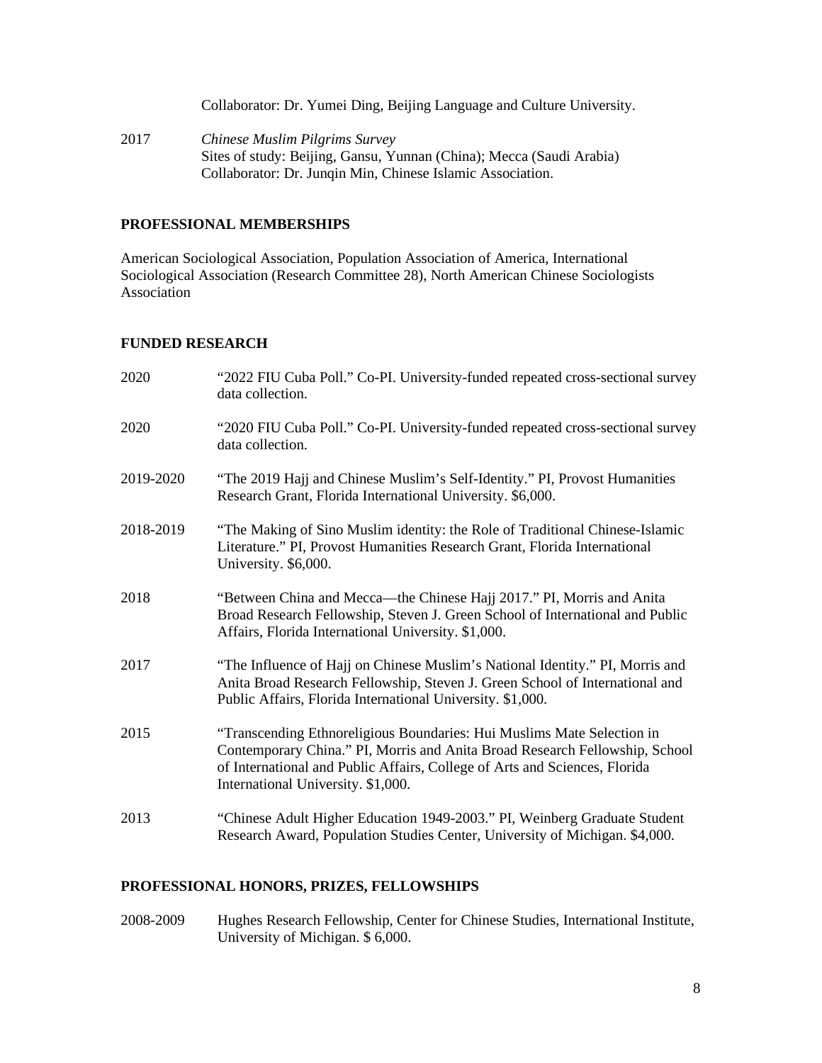Collaborator: Dr. Yumei Ding, Beijing Language and Culture University.

2017 *Chinese Muslim Pilgrims Survey*
Sites of study: Beijing, Gansu, Yunnan (China); Mecca (Saudi Arabia)
Collaborator: Dr. Junqin Min, Chinese Islamic Association.

## PROFESSIONAL MEMBERSHIPS

American Sociological Association, Population Association of America, International Sociological Association (Research Committee 28), North American Chinese Sociologists Association

## FUNDED RESEARCH

2020 "2022 FIU Cuba Poll." Co-PI. University-funded repeated cross-sectional survey data collection.

2020 "2020 FIU Cuba Poll." Co-PI. University-funded repeated cross-sectional survey data collection.

2019-2020 "The 2019 Hajj and Chinese Muslim's Self-Identity." PI, Provost Humanities Research Grant, Florida International University. $6,000.

2018-2019 "The Making of Sino Muslim identity: the Role of Traditional Chinese-Islamic Literature." PI, Provost Humanities Research Grant, Florida International University. $6,000.

2018 "Between China and Mecca—the Chinese Hajj 2017." PI, Morris and Anita Broad Research Fellowship, Steven J. Green School of International and Public Affairs, Florida International University. $1,000.

2017 "The Influence of Hajj on Chinese Muslim's National Identity." PI, Morris and Anita Broad Research Fellowship, Steven J. Green School of International and Public Affairs, Florida International University. $1,000.

2015 "Transcending Ethnoreligious Boundaries: Hui Muslims Mate Selection in Contemporary China." PI, Morris and Anita Broad Research Fellowship, School of International and Public Affairs, College of Arts and Sciences, Florida International University. $1,000.

2013 "Chinese Adult Higher Education 1949-2003." PI, Weinberg Graduate Student Research Award, Population Studies Center, University of Michigan. $4,000.

## PROFESSIONAL HONORS, PRIZES, FELLOWSHIPS

2008-2009 Hughes Research Fellowship, Center for Chinese Studies, International Institute, University of Michigan. $ 6,000.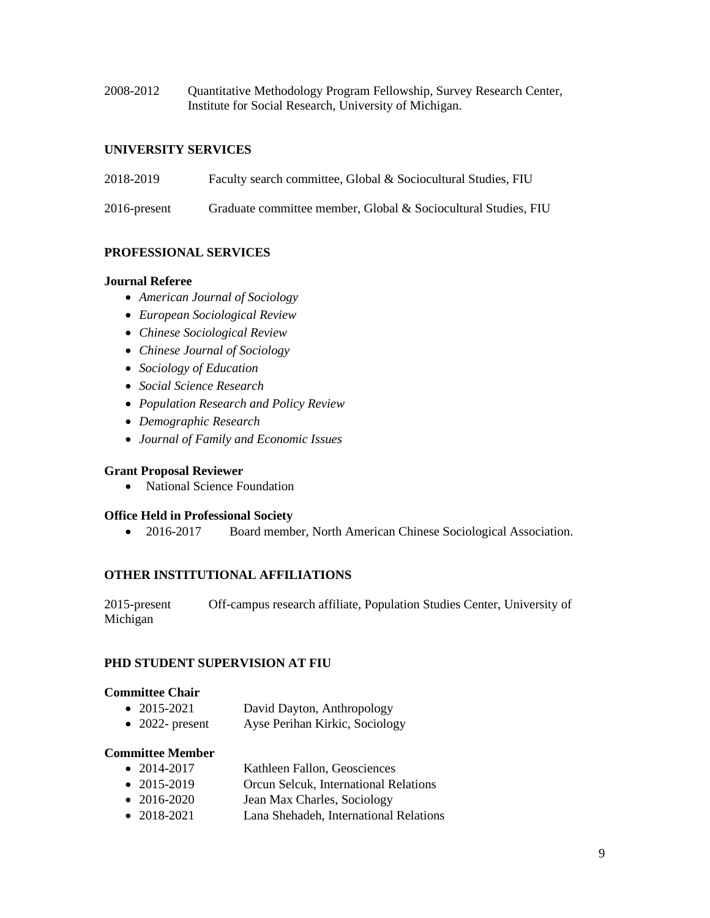2008-2012 Quantitative Methodology Program Fellowship, Survey Research Center, Institute for Social Research, University of Michigan.

## UNIVERSITY SERVICES

2018-2019 Faculty search committee, Global & Sociocultural Studies, FIU

2016-present Graduate committee member, Global & Sociocultural Studies, FIU

## PROFESSIONAL SERVICES

### Journal Referee

- *American Journal of Sociology*
- *European Sociological Review*
- *Chinese Sociological Review*
- *Chinese Journal of Sociology*
- *Sociology of Education*
- *Social Science Research*
- *Population Research and Policy Review*
- *Demographic Research*
- *Journal of Family and Economic Issues*

### Grant Proposal Reviewer

- National Science Foundation

### Office Held in Professional Society

- 2016-2017 Board member, North American Chinese Sociological Association.

## OTHER INSTITUTIONAL AFFILIATIONS

2015-present Off-campus research affiliate, Population Studies Center, University of Michigan

## PHD STUDENT SUPERVISION AT FIU

### Committee Chair

- 2015-2021 David Dayton, Anthropology
- 2022- present Ayse Perihan Kirkic, Sociology

### Committee Member

- 2014-2017 Kathleen Fallon, Geosciences
- 2015-2019 Orcun Selcuk, International Relations
- 2016-2020 Jean Max Charles, Sociology
- 2018-2021 Lana Shehadeh, International Relations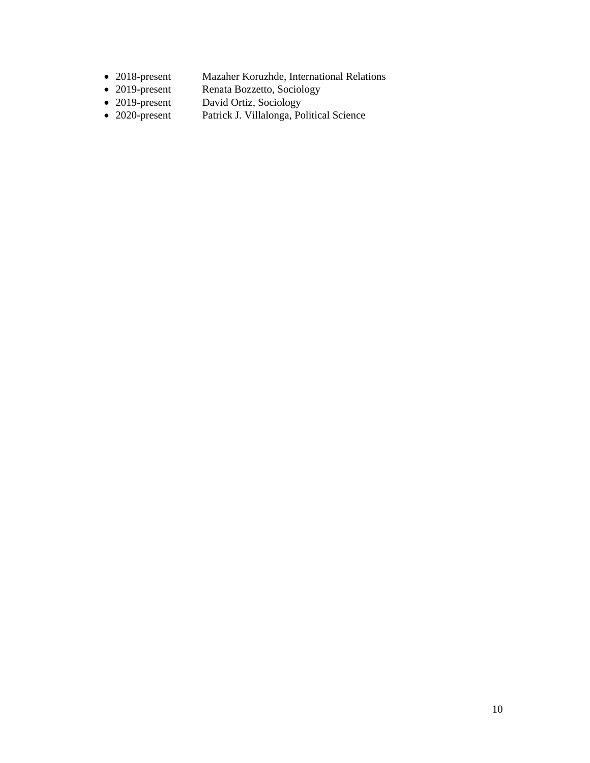- 2018-present Mazaher Koruzhde, International Relations
- 2019-present Renata Bozzetto, Sociology
- 2019-present David Ortiz, Sociology
- 2020-present Patrick J. Villalonga, Political Science